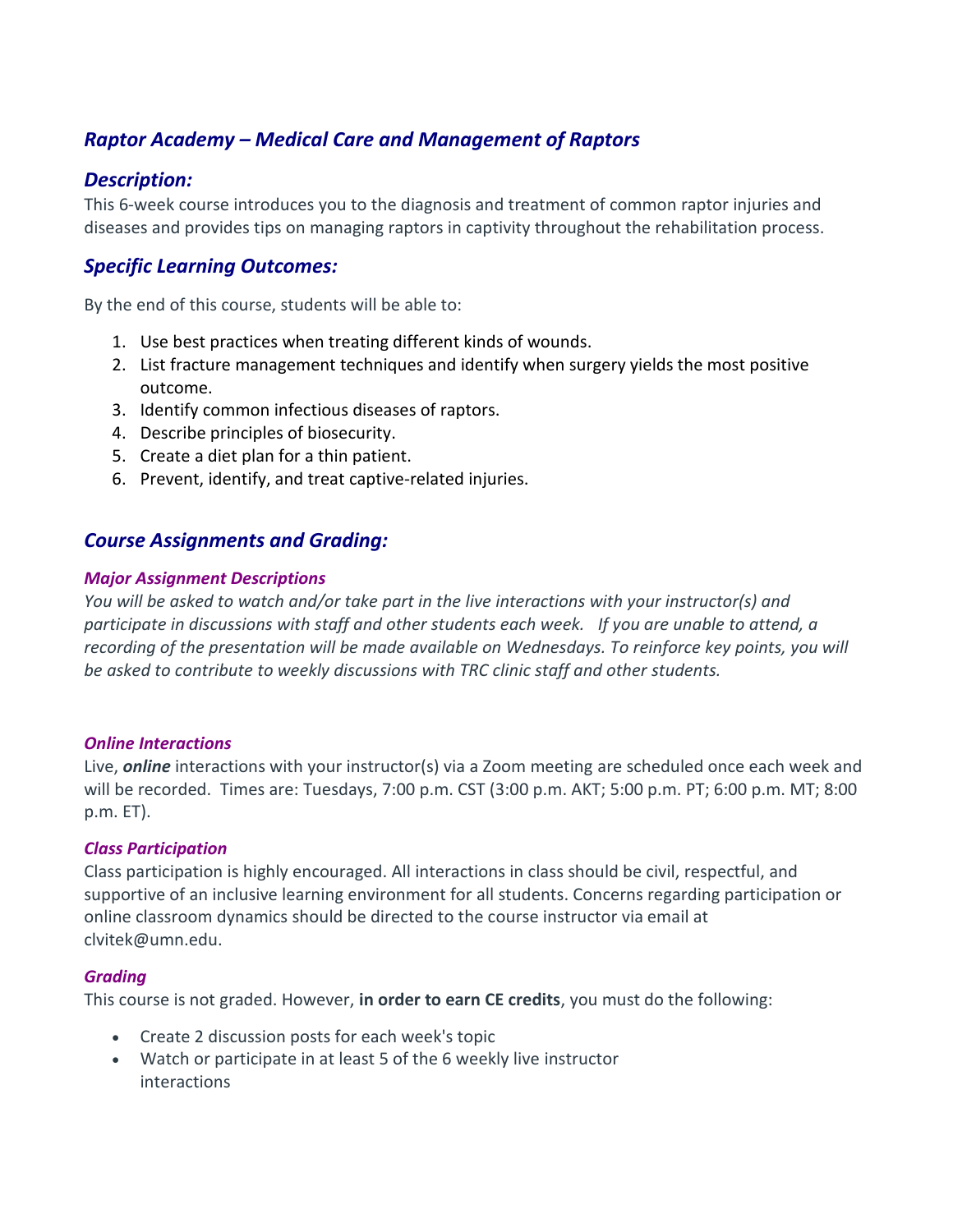# *Raptor Academy – Medical Care and Management of Raptors*

## *Description:*

This 6-week course introduces you to the diagnosis and treatment of common raptor injuries and diseases and provides tips on managing raptors in captivity throughout the rehabilitation process.

## *Specific Learning Outcomes:*

By the end of this course, students will be able to:

1. Use best practices when treating different kinds of wounds.
2. List fracture management techniques and identify when surgery yields the most positive outcome.
3. Identify common infectious diseases of raptors.
4. Describe principles of biosecurity.
5. Create a diet plan for a thin patient.
6. Prevent, identify, and treat captive-related injuries.

## *Course Assignments and Grading:*

### *Major Assignment Descriptions*

*You will be asked to watch and/or take part in the live interactions with your instructor(s) and participate in discussions with staff and other students each week. If you are unable to attend, a recording of the presentation will be made available on Wednesdays. To reinforce key points, you will be asked to contribute to weekly discussions with TRC clinic staff and other students.*

### *Online Interactions*

Live, ***online*** interactions with your instructor(s) via a Zoom meeting are scheduled once each week and will be recorded. Times are: Tuesdays, 7:00 p.m. CST (3:00 p.m. AKT; 5:00 p.m. PT; 6:00 p.m. MT; 8:00 p.m. ET).

### *Class Participation*

Class participation is highly encouraged. All interactions in class should be civil, respectful, and supportive of an inclusive learning environment for all students. Concerns regarding participation or online classroom dynamics should be directed to the course instructor via email at clvitek@umn.edu.

### *Grading*

This course is not graded. However, **in order to earn CE credits**, you must do the following:

- Create 2 discussion posts for each week's topic
- Watch or participate in at least 5 of the 6 weekly live instructor interactions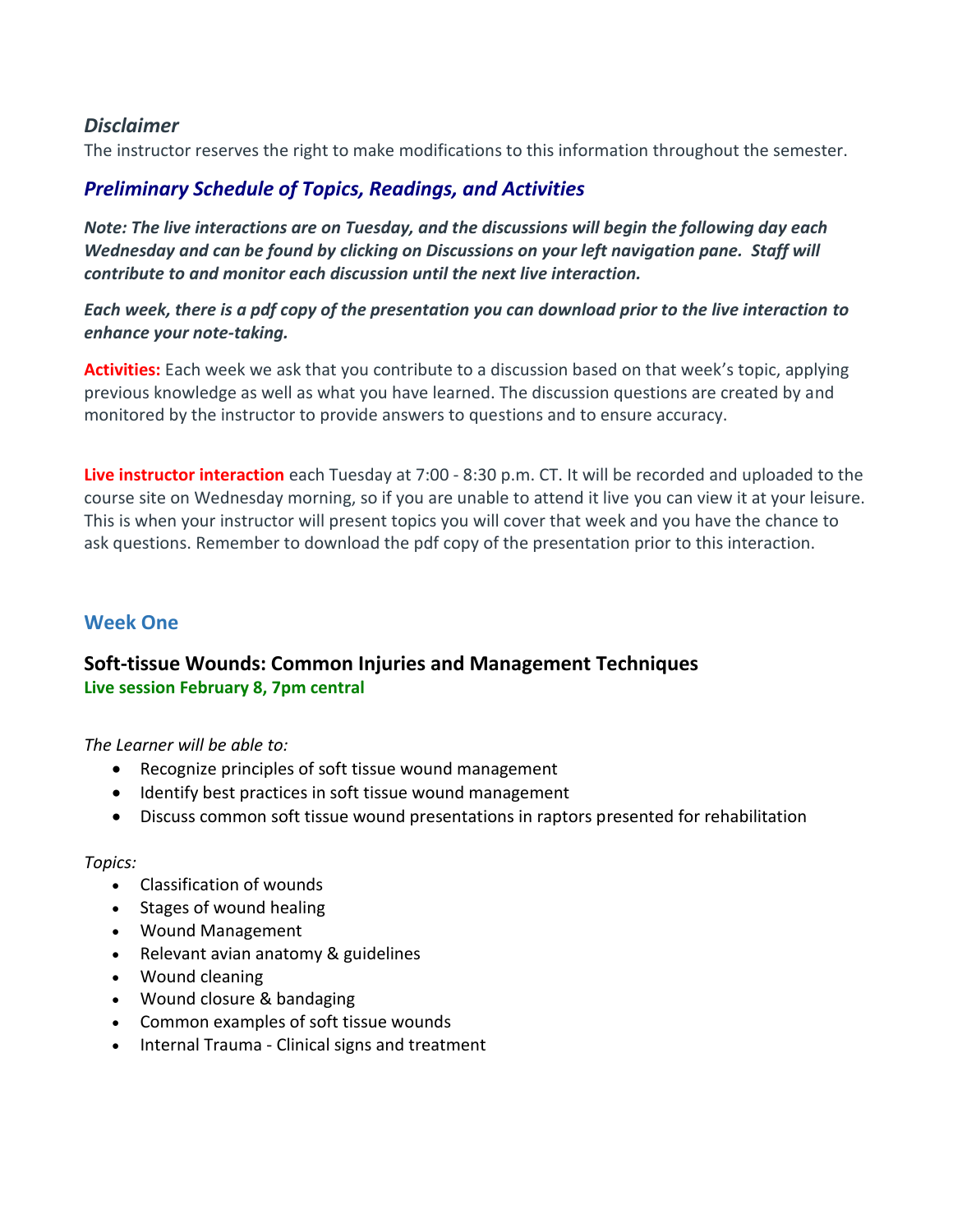### *Disclaimer*

The instructor reserves the right to make modifications to this information throughout the semester.

## *Preliminary Schedule of Topics, Readings, and Activities*

***Note: The live interactions are on Tuesday, and the discussions will begin the following day each Wednesday and can be found by clicking on Discussions on your left navigation pane. Staff will contribute to and monitor each discussion until the next live interaction.***

***Each week, there is a pdf copy of the presentation you can download prior to the live interaction to enhance your note-taking.***

**Activities:** Each week we ask that you contribute to a discussion based on that week's topic, applying previous knowledge as well as what you have learned. The discussion questions are created by and monitored by the instructor to provide answers to questions and to ensure accuracy.

**Live instructor interaction** each Tuesday at 7:00 - 8:30 p.m. CT. It will be recorded and uploaded to the course site on Wednesday morning, so if you are unable to attend it live you can view it at your leisure. This is when your instructor will present topics you will cover that week and you have the chance to ask questions. Remember to download the pdf copy of the presentation prior to this interaction.

## Week One

### Soft-tissue Wounds: Common Injuries and Management Techniques

**Live session February 8, 7pm central**

*The Learner will be able to:*

- Recognize principles of soft tissue wound management
- Identify best practices in soft tissue wound management
- Discuss common soft tissue wound presentations in raptors presented for rehabilitation

*Topics:*

- Classification of wounds
- Stages of wound healing
- Wound Management
- Relevant avian anatomy & guidelines
- Wound cleaning
- Wound closure & bandaging
- Common examples of soft tissue wounds
- Internal Trauma - Clinical signs and treatment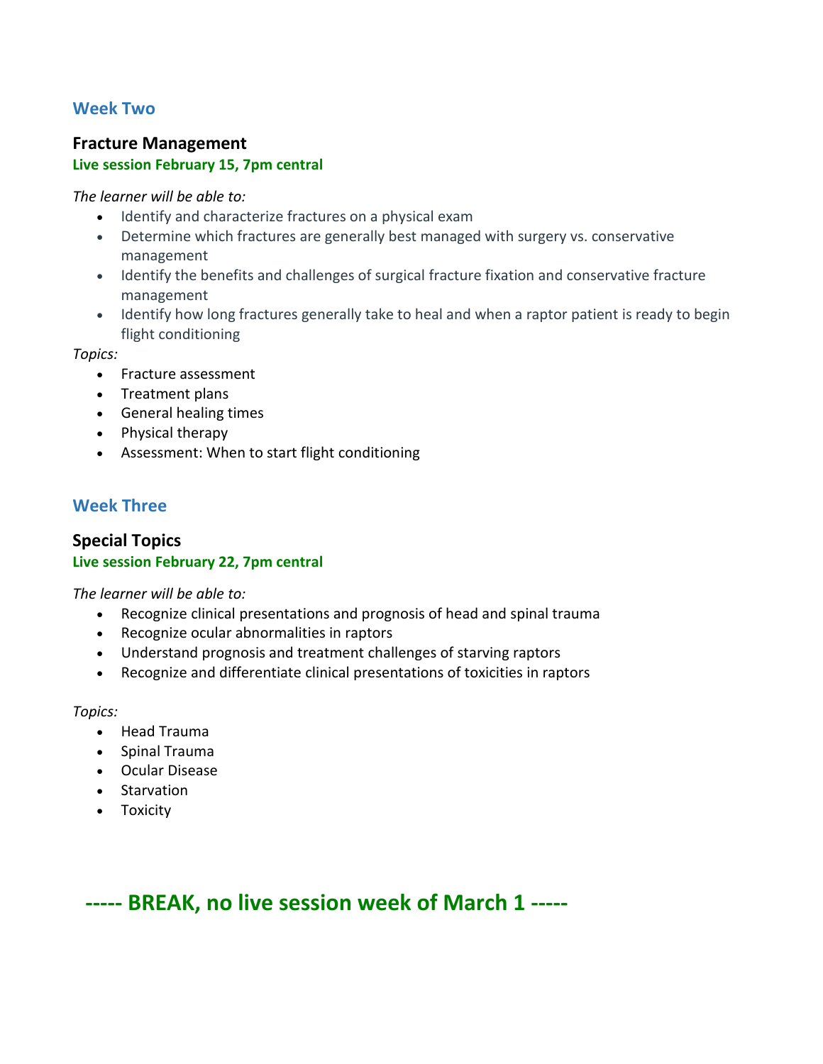## Week Two

### Fracture Management

**Live session February 15, 7pm central**

*The learner will be able to:*

- Identify and characterize fractures on a physical exam
- Determine which fractures are generally best managed with surgery vs. conservative management
- Identify the benefits and challenges of surgical fracture fixation and conservative fracture management
- Identify how long fractures generally take to heal and when a raptor patient is ready to begin flight conditioning

*Topics:*

- Fracture assessment
- Treatment plans
- General healing times
- Physical therapy
- Assessment: When to start flight conditioning

## Week Three

### Special Topics

**Live session February 22, 7pm central**

*The learner will be able to:*

- Recognize clinical presentations and prognosis of head and spinal trauma
- Recognize ocular abnormalities in raptors
- Understand prognosis and treatment challenges of starving raptors
- Recognize and differentiate clinical presentations of toxicities in raptors

*Topics:*

- Head Trauma
- Spinal Trauma
- Ocular Disease
- Starvation
- Toxicity

## ----- BREAK, no live session week of March 1 -----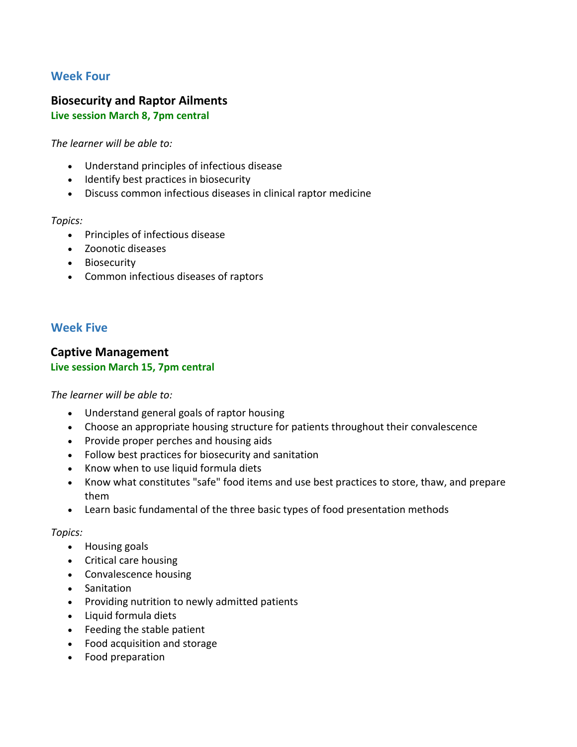## Week Four

### Biosecurity and Raptor Ailments

**Live session March 8, 7pm central**

*The learner will be able to:*

- Understand principles of infectious disease
- Identify best practices in biosecurity
- Discuss common infectious diseases in clinical raptor medicine

*Topics:*

- Principles of infectious disease
- Zoonotic diseases
- Biosecurity
- Common infectious diseases of raptors

## Week Five

### Captive Management

**Live session March 15, 7pm central**

*The learner will be able to:*

- Understand general goals of raptor housing
- Choose an appropriate housing structure for patients throughout their convalescence
- Provide proper perches and housing aids
- Follow best practices for biosecurity and sanitation
- Know when to use liquid formula diets
- Know what constitutes "safe" food items and use best practices to store, thaw, and prepare them
- Learn basic fundamental of the three basic types of food presentation methods

*Topics:*

- Housing goals
- Critical care housing
- Convalescence housing
- Sanitation
- Providing nutrition to newly admitted patients
- Liquid formula diets
- Feeding the stable patient
- Food acquisition and storage
- Food preparation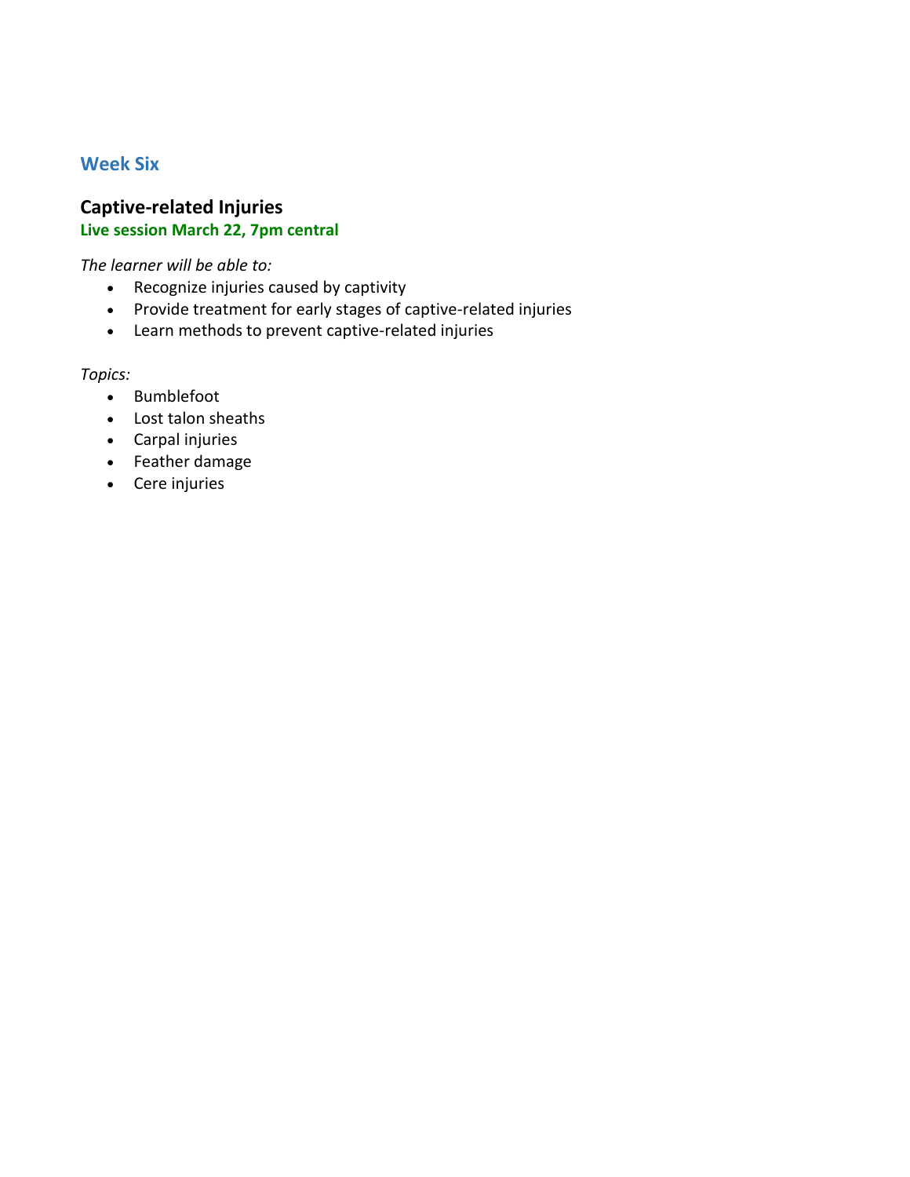## Week Six

### Captive-related Injuries

**Live session March 22, 7pm central**

*The learner will be able to:*

- Recognize injuries caused by captivity
- Provide treatment for early stages of captive-related injuries
- Learn methods to prevent captive-related injuries

*Topics:*

- Bumblefoot
- Lost talon sheaths
- Carpal injuries
- Feather damage
- Cere injuries